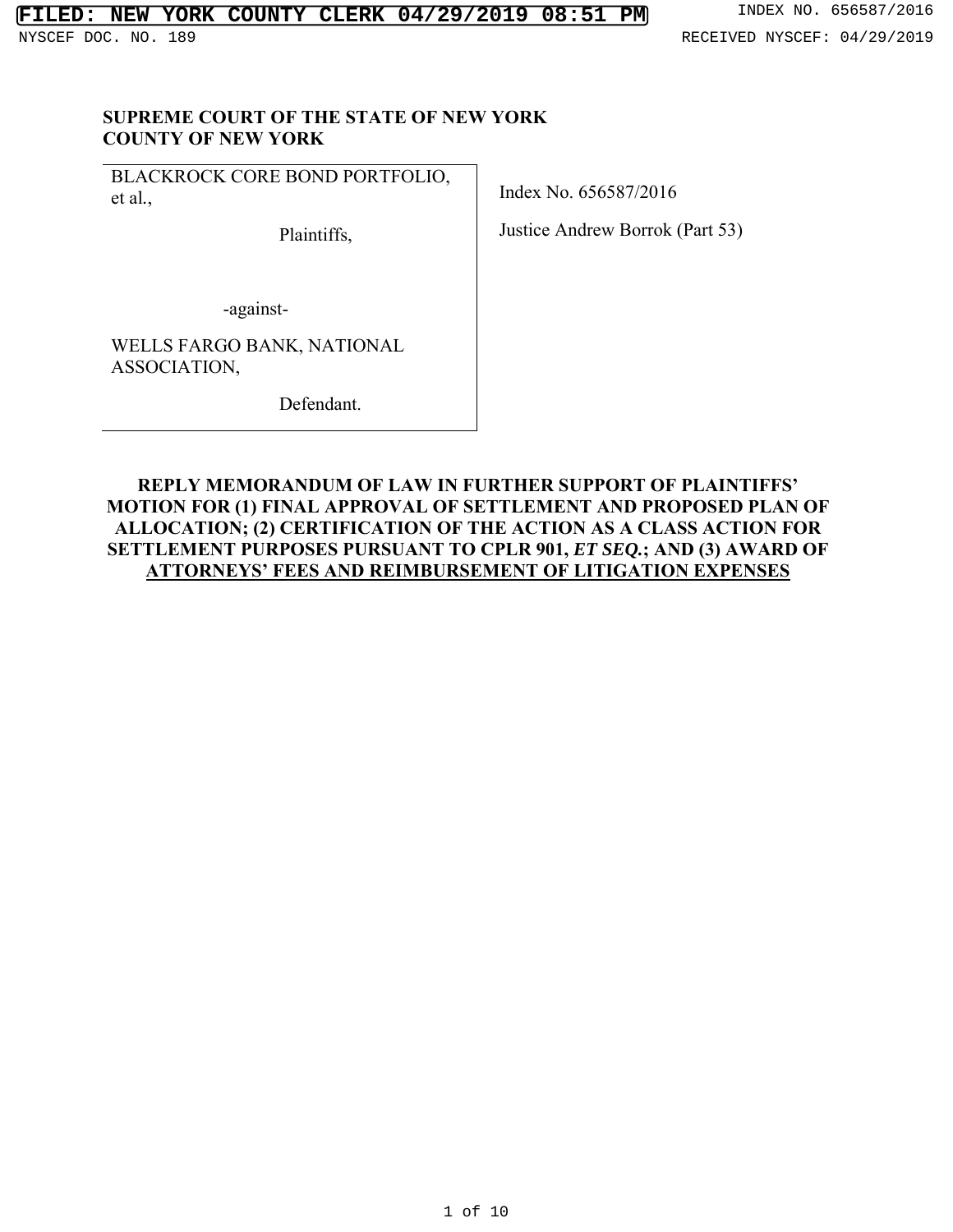FILED: NEW YORK COUNTY CLERK 04/29/2019 08:51 PM

INDEX NO. 656587/2016

NYSCEF DOC. NO. 189

RECEIVED NYSCEF: 04/29/2019

**SUPREME COURT OF THE STATE OF NEW YORK**
**COUNTY OF NEW YORK**

| | |
|---|---|
| BLACKROCK CORE BOND PORTFOLIO, et al., <br><br> Plaintiffs, <br><br> -against- <br><br> WELLS FARGO BANK, NATIONAL ASSOCIATION, <br><br> Defendant. | Index No. 656587/2016 <br><br> Justice Andrew Borrok (Part 53) |

**REPLY MEMORANDUM OF LAW IN FURTHER SUPPORT OF PLAINTIFFS' MOTION FOR (1) FINAL APPROVAL OF SETTLEMENT AND PROPOSED PLAN OF ALLOCATION; (2) CERTIFICATION OF THE ACTION AS A CLASS ACTION FOR SETTLEMENT PURPOSES PURSUANT TO CPLR 901, *ET SEQ.*; AND (3) AWARD OF ATTORNEYS' FEES AND REIMBURSEMENT OF LITIGATION EXPENSES**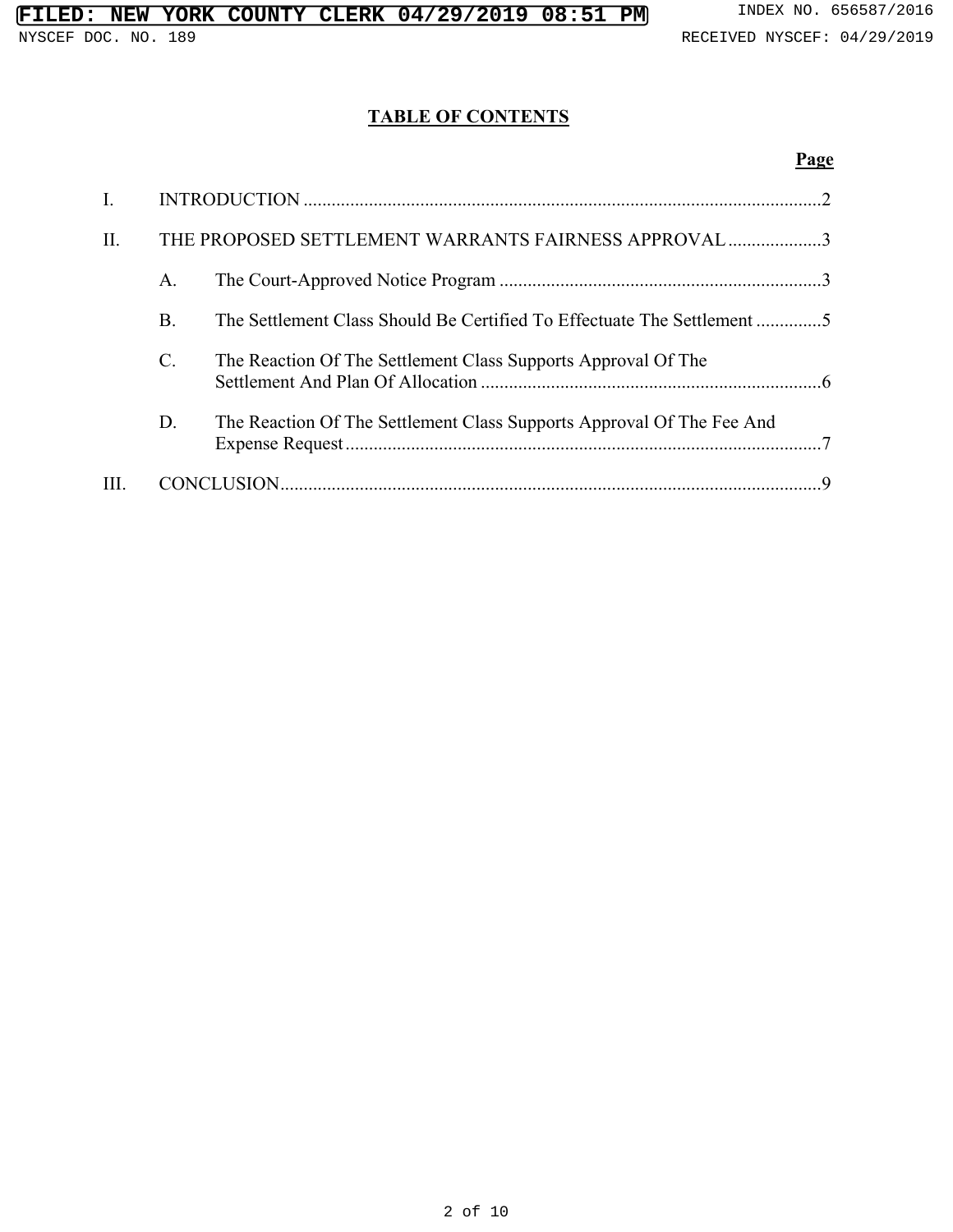## TABLE OF CONTENTS

| | | Page |
|---|---|---|
| I. | INTRODUCTION | 2 |
| II. | THE PROPOSED SETTLEMENT WARRANTS FAIRNESS APPROVAL | 3 |
| | A. The Court-Approved Notice Program | 3 |
| | B. The Settlement Class Should Be Certified To Effectuate The Settlement | 5 |
| | C. The Reaction Of The Settlement Class Supports Approval Of The Settlement And Plan Of Allocation | 6 |
| | D. The Reaction Of The Settlement Class Supports Approval Of The Fee And Expense Request | 7 |
| III. | CONCLUSION | 9 |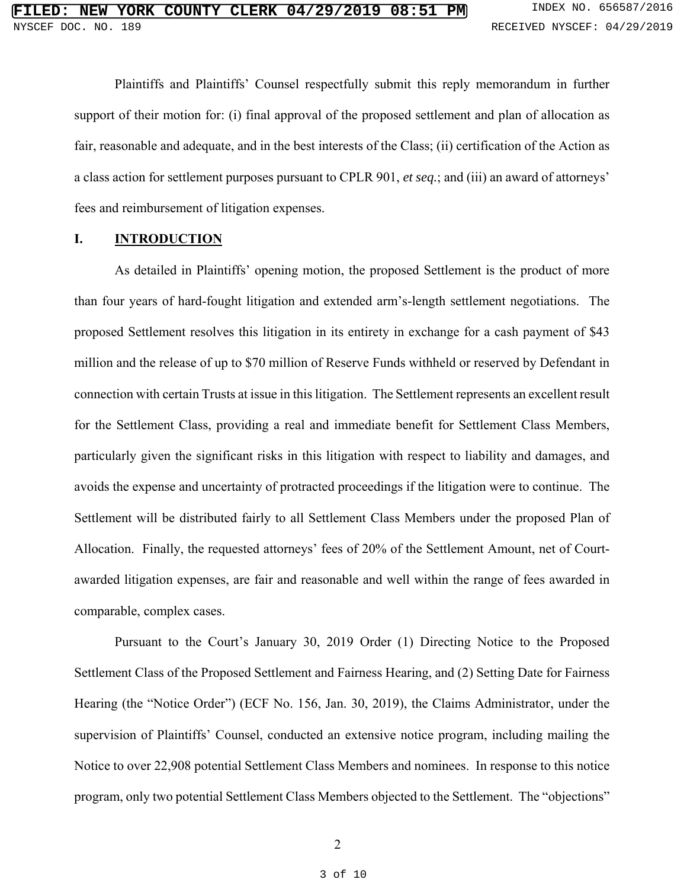Plaintiffs and Plaintiffs' Counsel respectfully submit this reply memorandum in further support of their motion for: (i) final approval of the proposed settlement and plan of allocation as fair, reasonable and adequate, and in the best interests of the Class; (ii) certification of the Action as a class action for settlement purposes pursuant to CPLR 901, *et seq.*; and (iii) an award of attorneys' fees and reimbursement of litigation expenses.

## I. INTRODUCTION

As detailed in Plaintiffs' opening motion, the proposed Settlement is the product of more than four years of hard-fought litigation and extended arm's-length settlement negotiations. The proposed Settlement resolves this litigation in its entirety in exchange for a cash payment of $43 million and the release of up to $70 million of Reserve Funds withheld or reserved by Defendant in connection with certain Trusts at issue in this litigation. The Settlement represents an excellent result for the Settlement Class, providing a real and immediate benefit for Settlement Class Members, particularly given the significant risks in this litigation with respect to liability and damages, and avoids the expense and uncertainty of protracted proceedings if the litigation were to continue. The Settlement will be distributed fairly to all Settlement Class Members under the proposed Plan of Allocation. Finally, the requested attorneys' fees of 20% of the Settlement Amount, net of Court-awarded litigation expenses, are fair and reasonable and well within the range of fees awarded in comparable, complex cases.

Pursuant to the Court's January 30, 2019 Order (1) Directing Notice to the Proposed Settlement Class of the Proposed Settlement and Fairness Hearing, and (2) Setting Date for Fairness Hearing (the "Notice Order") (ECF No. 156, Jan. 30, 2019), the Claims Administrator, under the supervision of Plaintiffs' Counsel, conducted an extensive notice program, including mailing the Notice to over 22,908 potential Settlement Class Members and nominees. In response to this notice program, only two potential Settlement Class Members objected to the Settlement. The "objections"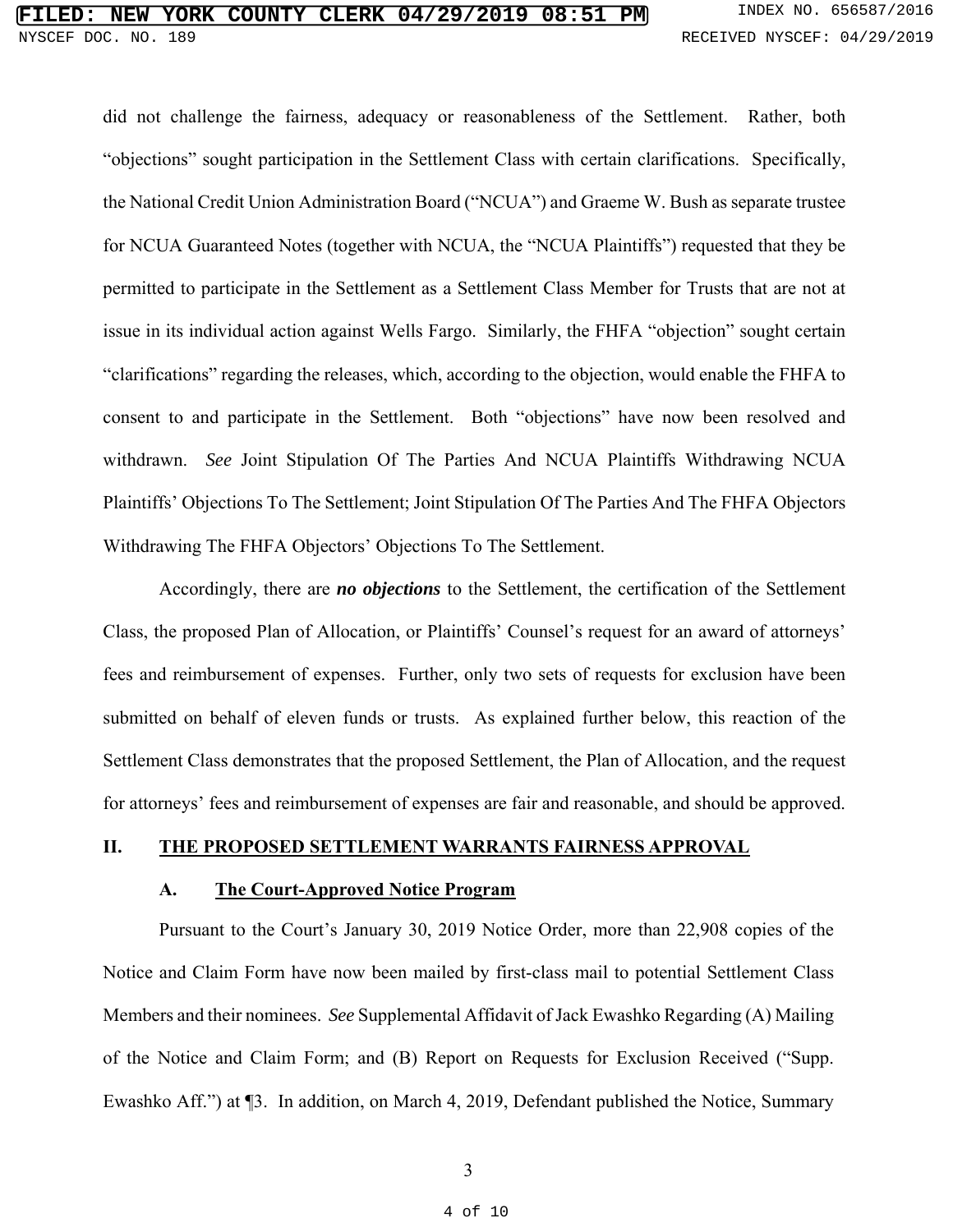did not challenge the fairness, adequacy or reasonableness of the Settlement. Rather, both "objections" sought participation in the Settlement Class with certain clarifications. Specifically, the National Credit Union Administration Board ("NCUA") and Graeme W. Bush as separate trustee for NCUA Guaranteed Notes (together with NCUA, the "NCUA Plaintiffs") requested that they be permitted to participate in the Settlement as a Settlement Class Member for Trusts that are not at issue in its individual action against Wells Fargo. Similarly, the FHFA "objection" sought certain "clarifications" regarding the releases, which, according to the objection, would enable the FHFA to consent to and participate in the Settlement. Both "objections" have now been resolved and withdrawn. *See* Joint Stipulation Of The Parties And NCUA Plaintiffs Withdrawing NCUA Plaintiffs' Objections To The Settlement; Joint Stipulation Of The Parties And The FHFA Objectors Withdrawing The FHFA Objectors' Objections To The Settlement.

Accordingly, there are ***no objections*** to the Settlement, the certification of the Settlement Class, the proposed Plan of Allocation, or Plaintiffs' Counsel's request for an award of attorneys' fees and reimbursement of expenses. Further, only two sets of requests for exclusion have been submitted on behalf of eleven funds or trusts. As explained further below, this reaction of the Settlement Class demonstrates that the proposed Settlement, the Plan of Allocation, and the request for attorneys' fees and reimbursement of expenses are fair and reasonable, and should be approved.

## II. THE PROPOSED SETTLEMENT WARRANTS FAIRNESS APPROVAL

### A. The Court-Approved Notice Program

Pursuant to the Court's January 30, 2019 Notice Order, more than 22,908 copies of the Notice and Claim Form have now been mailed by first-class mail to potential Settlement Class Members and their nominees. *See* Supplemental Affidavit of Jack Ewashko Regarding (A) Mailing of the Notice and Claim Form; and (B) Report on Requests for Exclusion Received ("Supp. Ewashko Aff.") at ¶3. In addition, on March 4, 2019, Defendant published the Notice, Summary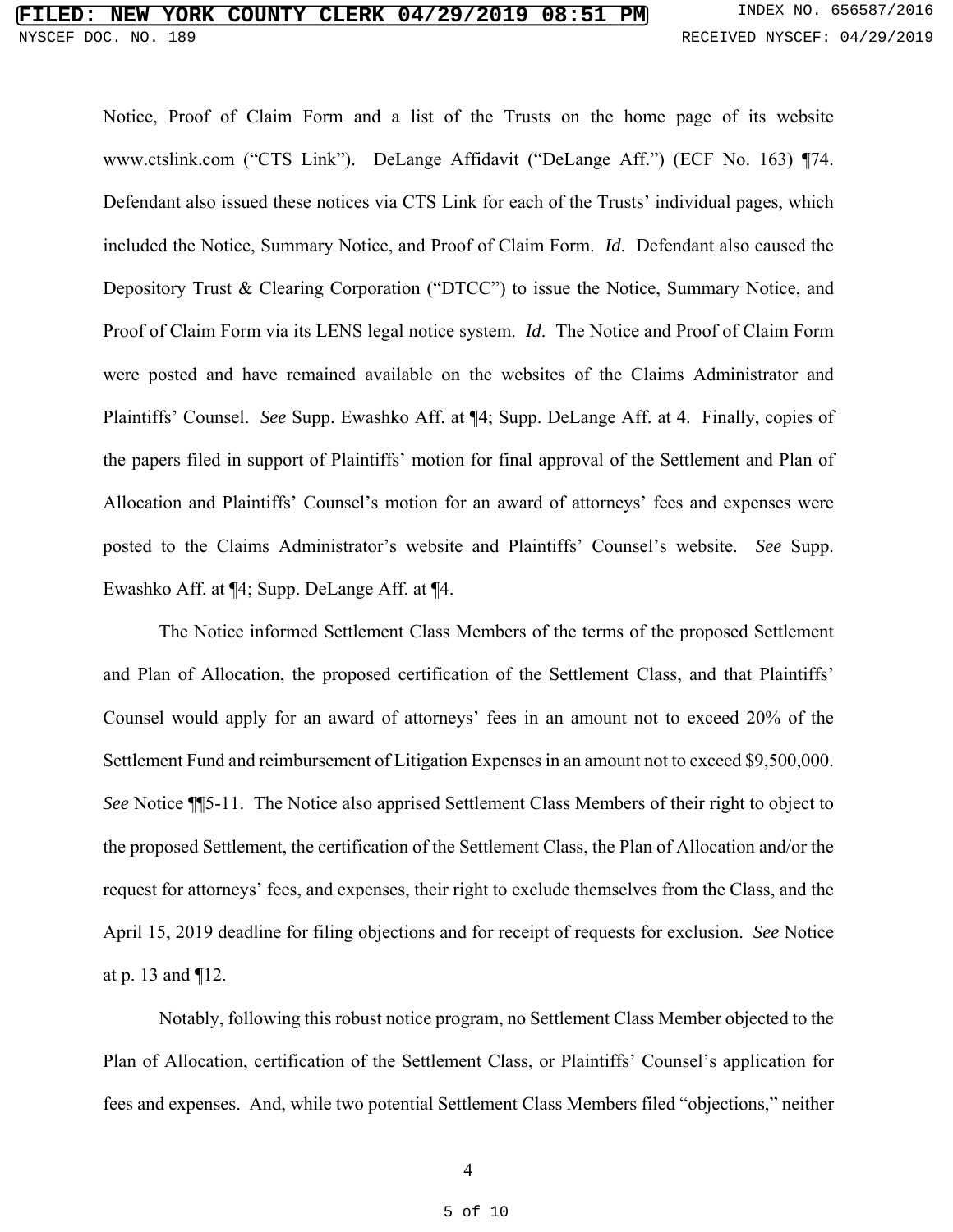Notice, Proof of Claim Form and a list of the Trusts on the home page of its website www.ctslink.com ("CTS Link"). DeLange Affidavit ("DeLange Aff.") (ECF No. 163) ¶74. Defendant also issued these notices via CTS Link for each of the Trusts' individual pages, which included the Notice, Summary Notice, and Proof of Claim Form. *Id*. Defendant also caused the Depository Trust & Clearing Corporation ("DTCC") to issue the Notice, Summary Notice, and Proof of Claim Form via its LENS legal notice system. *Id*. The Notice and Proof of Claim Form were posted and have remained available on the websites of the Claims Administrator and Plaintiffs' Counsel. *See* Supp. Ewashko Aff. at ¶4; Supp. DeLange Aff. at 4. Finally, copies of the papers filed in support of Plaintiffs' motion for final approval of the Settlement and Plan of Allocation and Plaintiffs' Counsel's motion for an award of attorneys' fees and expenses were posted to the Claims Administrator's website and Plaintiffs' Counsel's website. *See* Supp. Ewashko Aff. at ¶4; Supp. DeLange Aff. at ¶4.

The Notice informed Settlement Class Members of the terms of the proposed Settlement and Plan of Allocation, the proposed certification of the Settlement Class, and that Plaintiffs' Counsel would apply for an award of attorneys' fees in an amount not to exceed 20% of the Settlement Fund and reimbursement of Litigation Expenses in an amount not to exceed $9,500,000. *See* Notice ¶¶5-11. The Notice also apprised Settlement Class Members of their right to object to the proposed Settlement, the certification of the Settlement Class, the Plan of Allocation and/or the request for attorneys' fees, and expenses, their right to exclude themselves from the Class, and the April 15, 2019 deadline for filing objections and for receipt of requests for exclusion. *See* Notice at p. 13 and ¶12.

Notably, following this robust notice program, no Settlement Class Member objected to the Plan of Allocation, certification of the Settlement Class, or Plaintiffs' Counsel's application for fees and expenses. And, while two potential Settlement Class Members filed "objections," neither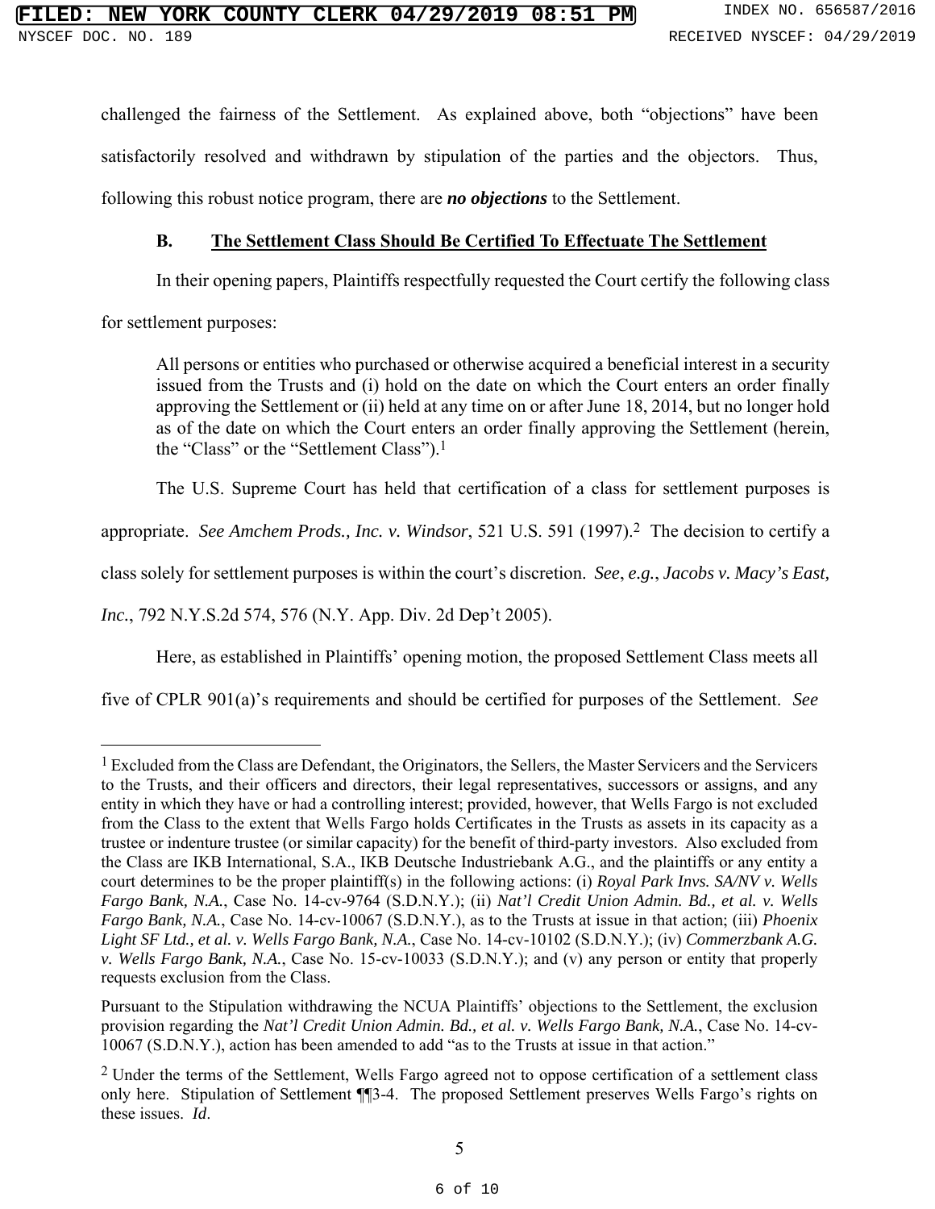challenged the fairness of the Settlement. As explained above, both "objections" have been satisfactorily resolved and withdrawn by stipulation of the parties and the objectors. Thus, following this robust notice program, there are ***no objections*** to the Settlement.

### B. The Settlement Class Should Be Certified To Effectuate The Settlement

In their opening papers, Plaintiffs respectfully requested the Court certify the following class for settlement purposes:

> All persons or entities who purchased or otherwise acquired a beneficial interest in a security issued from the Trusts and (i) hold on the date on which the Court enters an order finally approving the Settlement or (ii) held at any time on or after June 18, 2014, but no longer hold as of the date on which the Court enters an order finally approving the Settlement (herein, the "Class" or the "Settlement Class").[1]

The U.S. Supreme Court has held that certification of a class for settlement purposes is appropriate. *See Amchem Prods., Inc. v. Windsor*, 521 U.S. 591 (1997).[2] The decision to certify a class solely for settlement purposes is within the court's discretion. *See*, *e.g.*, *Jacobs v. Macy's East, Inc.*, 792 N.Y.S.2d 574, 576 (N.Y. App. Div. 2d Dep't 2005).

Here, as established in Plaintiffs' opening motion, the proposed Settlement Class meets all five of CPLR 901(a)'s requirements and should be certified for purposes of the Settlement. *See*

---

[1] Excluded from the Class are Defendant, the Originators, the Sellers, the Master Servicers and the Servicers to the Trusts, and their officers and directors, their legal representatives, successors or assigns, and any entity in which they have or had a controlling interest; provided, however, that Wells Fargo is not excluded from the Class to the extent that Wells Fargo holds Certificates in the Trusts as assets in its capacity as a trustee or indenture trustee (or similar capacity) for the benefit of third-party investors. Also excluded from the Class are IKB International, S.A., IKB Deutsche Industriebank A.G., and the plaintiffs or any entity a court determines to be the proper plaintiff(s) in the following actions: (i) *Royal Park Invs. SA/NV v. Wells Fargo Bank, N.A.*, Case No. 14-cv-9764 (S.D.N.Y.); (ii) *Nat'l Credit Union Admin. Bd., et al. v. Wells Fargo Bank, N.A.*, Case No. 14-cv-10067 (S.D.N.Y.), as to the Trusts at issue in that action; (iii) *Phoenix Light SF Ltd., et al. v. Wells Fargo Bank, N.A.*, Case No. 14-cv-10102 (S.D.N.Y.); (iv) *Commerzbank A.G. v. Wells Fargo Bank, N.A.*, Case No. 15-cv-10033 (S.D.N.Y.); and (v) any person or entity that properly requests exclusion from the Class.

Pursuant to the Stipulation withdrawing the NCUA Plaintiffs' objections to the Settlement, the exclusion provision regarding the *Nat'l Credit Union Admin. Bd., et al. v. Wells Fargo Bank, N.A.*, Case No. 14-cv-10067 (S.D.N.Y.), action has been amended to add "as to the Trusts at issue in that action."

[2] Under the terms of the Settlement, Wells Fargo agreed not to oppose certification of a settlement class only here. Stipulation of Settlement ¶¶3-4. The proposed Settlement preserves Wells Fargo's rights on these issues. *Id*.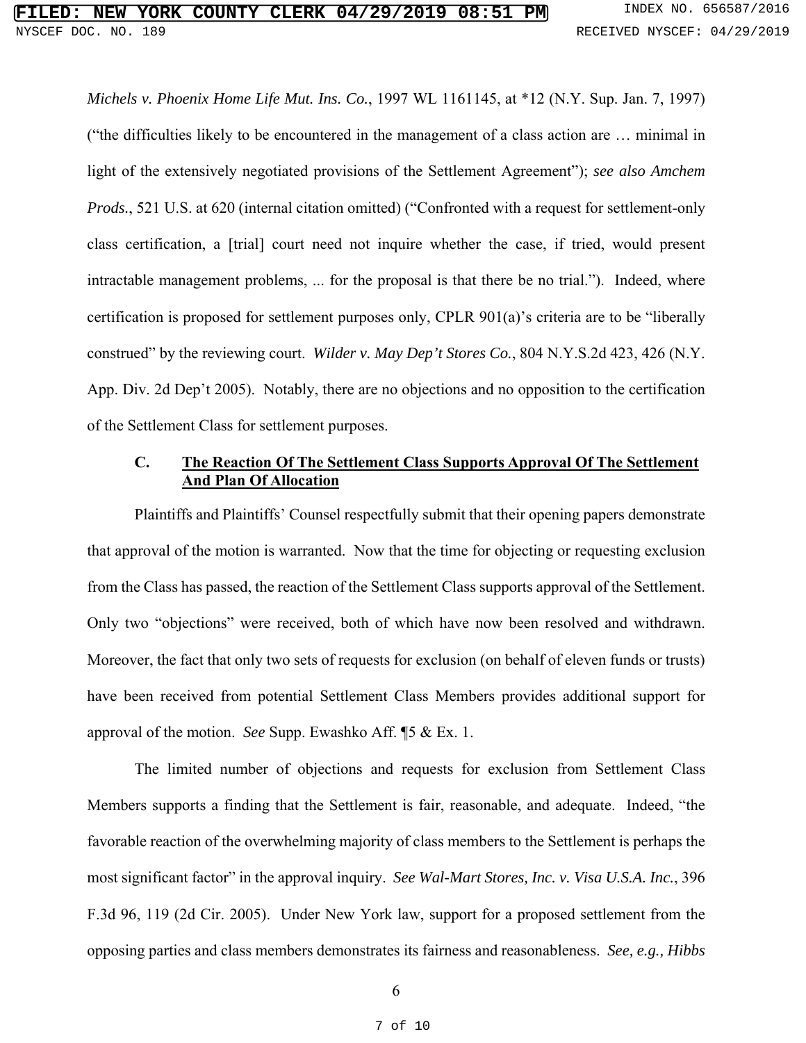*Michels v. Phoenix Home Life Mut. Ins. Co.*, 1997 WL 1161145, at *12 (N.Y. Sup. Jan. 7, 1997) ("the difficulties likely to be encountered in the management of a class action are … minimal in light of the extensively negotiated provisions of the Settlement Agreement"); *see also Amchem Prods.*, 521 U.S. at 620 (internal citation omitted) ("Confronted with a request for settlement-only class certification, a [trial] court need not inquire whether the case, if tried, would present intractable management problems, ... for the proposal is that there be no trial."). Indeed, where certification is proposed for settlement purposes only, CPLR 901(a)'s criteria are to be "liberally construed" by the reviewing court. *Wilder v. May Dep't Stores Co.*, 804 N.Y.S.2d 423, 426 (N.Y. App. Div. 2d Dep't 2005). Notably, there are no objections and no opposition to the certification of the Settlement Class for settlement purposes.

### C. <u>The Reaction Of The Settlement Class Supports Approval Of The Settlement And Plan Of Allocation</u>

Plaintiffs and Plaintiffs' Counsel respectfully submit that their opening papers demonstrate that approval of the motion is warranted. Now that the time for objecting or requesting exclusion from the Class has passed, the reaction of the Settlement Class supports approval of the Settlement. Only two "objections" were received, both of which have now been resolved and withdrawn. Moreover, the fact that only two sets of requests for exclusion (on behalf of eleven funds or trusts) have been received from potential Settlement Class Members provides additional support for approval of the motion. *See* Supp. Ewashko Aff. ¶5 & Ex. 1.

The limited number of objections and requests for exclusion from Settlement Class Members supports a finding that the Settlement is fair, reasonable, and adequate. Indeed, "the favorable reaction of the overwhelming majority of class members to the Settlement is perhaps the most significant factor" in the approval inquiry. *See Wal-Mart Stores, Inc. v. Visa U.S.A. Inc.*, 396 F.3d 96, 119 (2d Cir. 2005). Under New York law, support for a proposed settlement from the opposing parties and class members demonstrates its fairness and reasonableness. *See, e.g., Hibbs*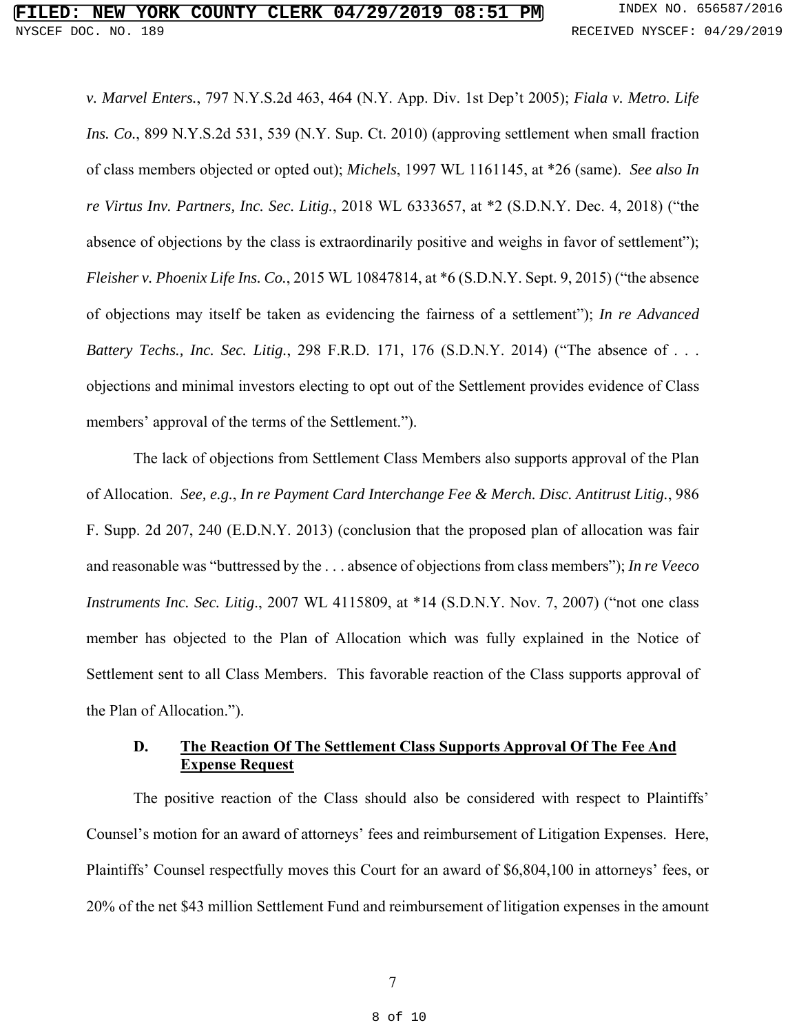*v. Marvel Enters.*, 797 N.Y.S.2d 463, 464 (N.Y. App. Div. 1st Dep't 2005); *Fiala v. Metro. Life Ins. Co.*, 899 N.Y.S.2d 531, 539 (N.Y. Sup. Ct. 2010) (approving settlement when small fraction of class members objected or opted out); *Michels*, 1997 WL 1161145, at *26 (same). *See also In re Virtus Inv. Partners, Inc. Sec. Litig.*, 2018 WL 6333657, at *2 (S.D.N.Y. Dec. 4, 2018) ("the absence of objections by the class is extraordinarily positive and weighs in favor of settlement"); *Fleisher v. Phoenix Life Ins. Co.*, 2015 WL 10847814, at *6 (S.D.N.Y. Sept. 9, 2015) ("the absence of objections may itself be taken as evidencing the fairness of a settlement"); *In re Advanced Battery Techs., Inc. Sec. Litig.*, 298 F.R.D. 171, 176 (S.D.N.Y. 2014) ("The absence of . . . objections and minimal investors electing to opt out of the Settlement provides evidence of Class members' approval of the terms of the Settlement.").

The lack of objections from Settlement Class Members also supports approval of the Plan of Allocation. *See, e.g.*, *In re Payment Card Interchange Fee & Merch. Disc. Antitrust Litig.*, 986 F. Supp. 2d 207, 240 (E.D.N.Y. 2013) (conclusion that the proposed plan of allocation was fair and reasonable was "buttressed by the . . . absence of objections from class members"); *In re Veeco Instruments Inc. Sec. Litig*., 2007 WL 4115809, at *14 (S.D.N.Y. Nov. 7, 2007) ("not one class member has objected to the Plan of Allocation which was fully explained in the Notice of Settlement sent to all Class Members. This favorable reaction of the Class supports approval of the Plan of Allocation.").

### D. <u>The Reaction Of The Settlement Class Supports Approval Of The Fee And Expense Request</u>

The positive reaction of the Class should also be considered with respect to Plaintiffs' Counsel's motion for an award of attorneys' fees and reimbursement of Litigation Expenses. Here, Plaintiffs' Counsel respectfully moves this Court for an award of $6,804,100 in attorneys' fees, or 20% of the net $43 million Settlement Fund and reimbursement of litigation expenses in the amount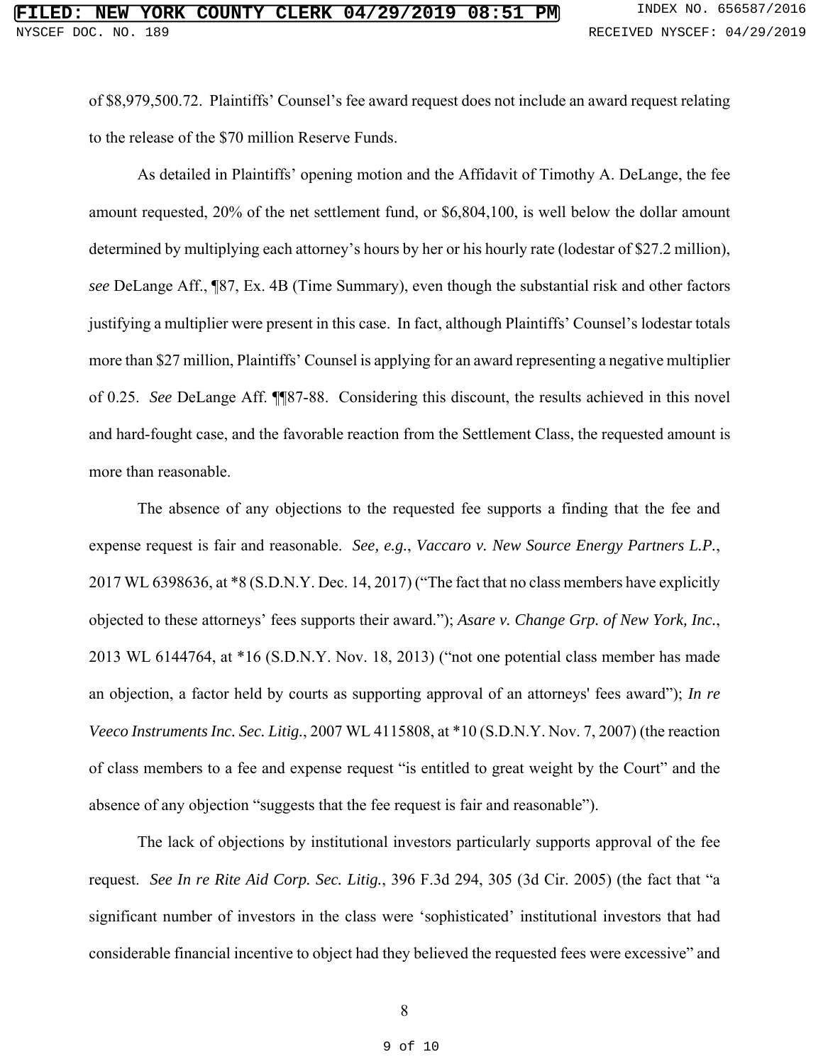of $8,979,500.72. Plaintiffs' Counsel's fee award request does not include an award request relating to the release of the $70 million Reserve Funds.

As detailed in Plaintiffs' opening motion and the Affidavit of Timothy A. DeLange, the fee amount requested, 20% of the net settlement fund, or $6,804,100, is well below the dollar amount determined by multiplying each attorney's hours by her or his hourly rate (lodestar of $27.2 million), *see* DeLange Aff., ¶87, Ex. 4B (Time Summary), even though the substantial risk and other factors justifying a multiplier were present in this case. In fact, although Plaintiffs' Counsel's lodestar totals more than $27 million, Plaintiffs' Counsel is applying for an award representing a negative multiplier of 0.25. *See* DeLange Aff. ¶¶87-88. Considering this discount, the results achieved in this novel and hard-fought case, and the favorable reaction from the Settlement Class, the requested amount is more than reasonable.

The absence of any objections to the requested fee supports a finding that the fee and expense request is fair and reasonable. *See, e.g.*, *Vaccaro v. New Source Energy Partners L.P.*, 2017 WL 6398636, at *8 (S.D.N.Y. Dec. 14, 2017) ("The fact that no class members have explicitly objected to these attorneys' fees supports their award."); *Asare v. Change Grp. of New York, Inc.*, 2013 WL 6144764, at *16 (S.D.N.Y. Nov. 18, 2013) ("not one potential class member has made an objection, a factor held by courts as supporting approval of an attorneys' fees award"); *In re Veeco Instruments Inc. Sec. Litig.*, 2007 WL 4115808, at *10 (S.D.N.Y. Nov. 7, 2007) (the reaction of class members to a fee and expense request "is entitled to great weight by the Court" and the absence of any objection "suggests that the fee request is fair and reasonable").

The lack of objections by institutional investors particularly supports approval of the fee request. *See In re Rite Aid Corp. Sec. Litig.*, 396 F.3d 294, 305 (3d Cir. 2005) (the fact that "a significant number of investors in the class were 'sophisticated' institutional investors that had considerable financial incentive to object had they believed the requested fees were excessive" and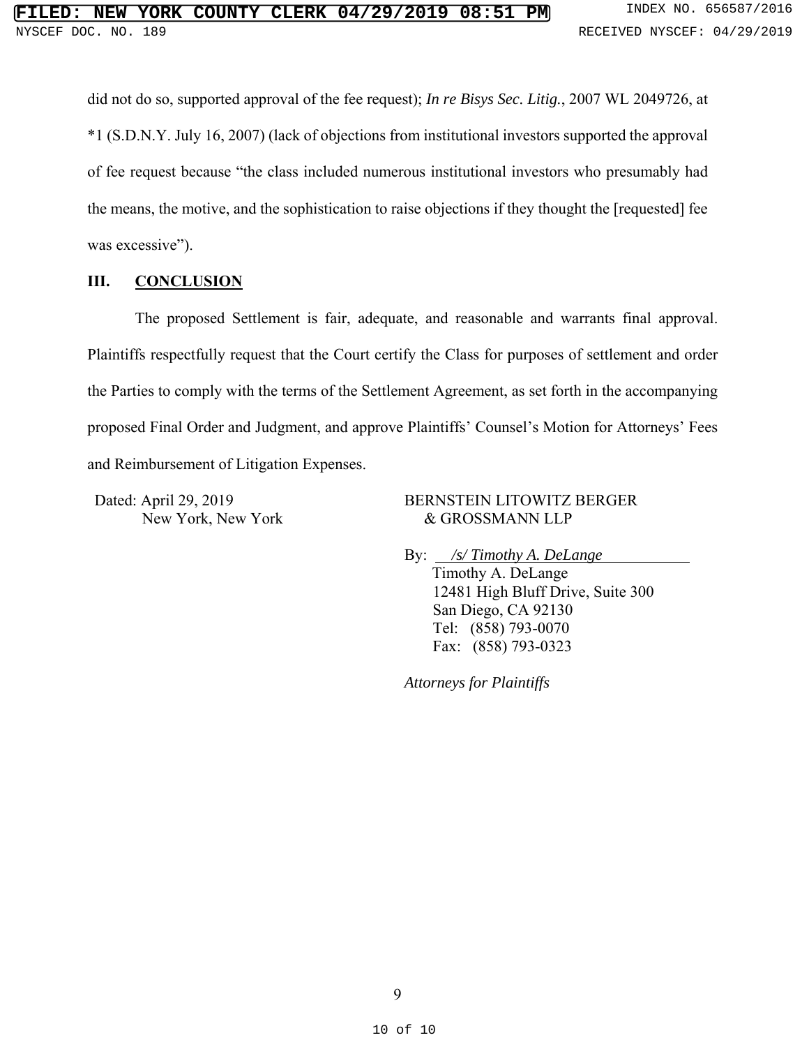did not do so, supported approval of the fee request); *In re Bisys Sec. Litig.*, 2007 WL 2049726, at *1 (S.D.N.Y. July 16, 2007) (lack of objections from institutional investors supported the approval of fee request because "the class included numerous institutional investors who presumably had the means, the motive, and the sophistication to raise objections if they thought the [requested] fee was excessive").

## III. <u>CONCLUSION</u>

The proposed Settlement is fair, adequate, and reasonable and warrants final approval. Plaintiffs respectfully request that the Court certify the Class for purposes of settlement and order the Parties to comply with the terms of the Settlement Agreement, as set forth in the accompanying proposed Final Order and Judgment, and approve Plaintiffs' Counsel's Motion for Attorneys' Fees and Reimbursement of Litigation Expenses.

Dated: April 29, 2019
New York, New York

BERNSTEIN LITOWITZ BERGER
& GROSSMANN LLP

By: *<u>/s/ Timothy A. DeLange</u>*
Timothy A. DeLange
12481 High Bluff Drive, Suite 300
San Diego, CA 92130
Tel: (858) 793-0070
Fax: (858) 793-0323

*Attorneys for Plaintiffs*